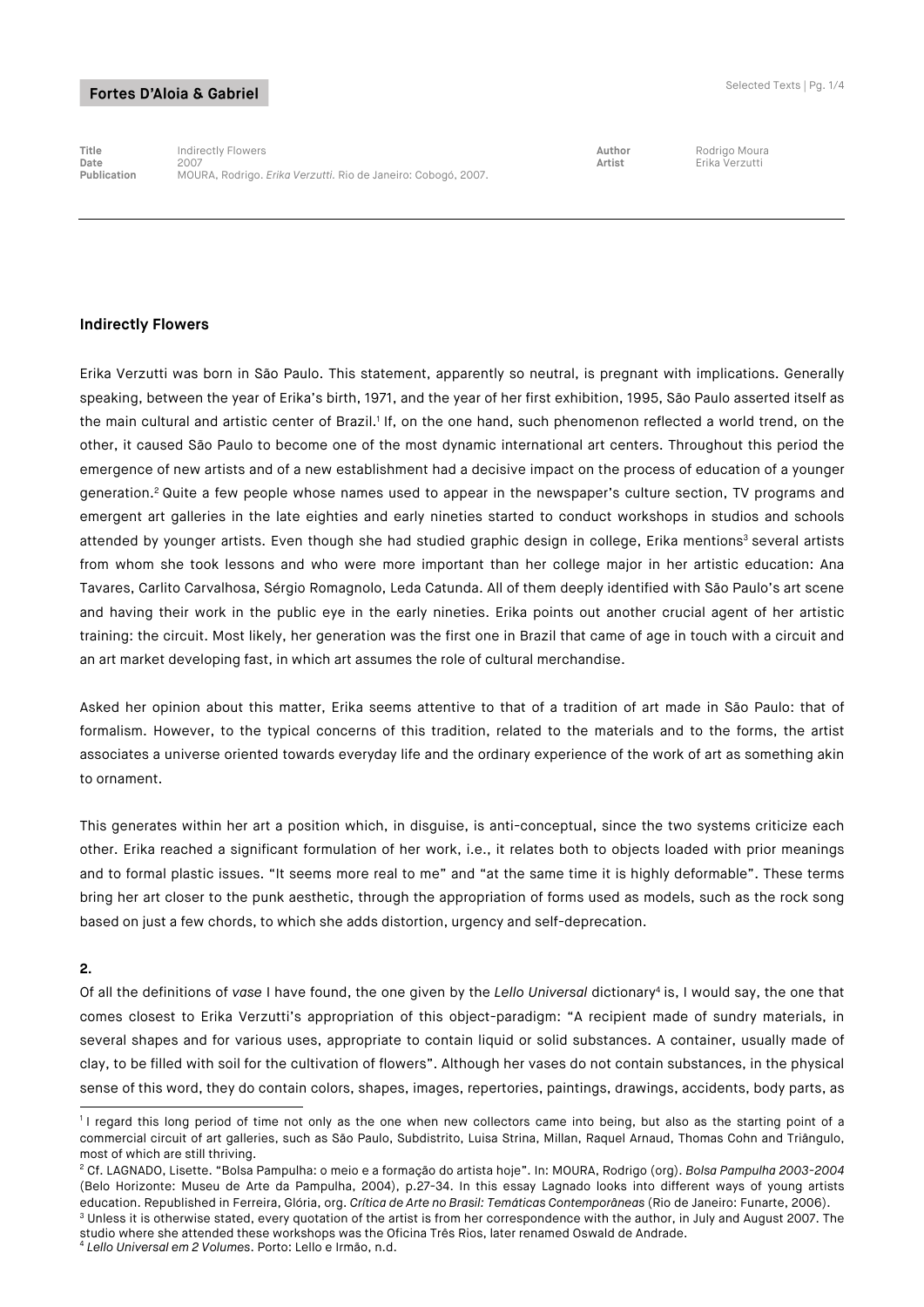**Fortes D'Aloia & Gabriel**

| | | | |
|---|---|---|---|
| **Title** | Indirectly Flowers | **Author** | Rodrigo Moura |
| **Date** | 2007 | **Artist** | Erika Verzutti |
| **Publication** | MOURA, Rodrigo. *Erika Verzutti*. Rio de Janeiro: Cobogó, 2007. | | |

## Indirectly Flowers

Erika Verzutti was born in São Paulo. This statement, apparently so neutral, is pregnant with implications. Generally speaking, between the year of Erika's birth, 1971, and the year of her first exhibition, 1995, São Paulo asserted itself as the main cultural and artistic center of Brazil.[1] If, on the one hand, such phenomenon reflected a world trend, on the other, it caused São Paulo to become one of the most dynamic international art centers. Throughout this period the emergence of new artists and of a new establishment had a decisive impact on the process of education of a younger generation.[2] Quite a few people whose names used to appear in the newspaper's culture section, TV programs and emergent art galleries in the late eighties and early nineties started to conduct workshops in studios and schools attended by younger artists. Even though she had studied graphic design in college, Erika mentions[3] several artists from whom she took lessons and who were more important than her college major in her artistic education: Ana Tavares, Carlito Carvalhosa, Sérgio Romagnolo, Leda Catunda. All of them deeply identified with São Paulo's art scene and having their work in the public eye in the early nineties. Erika points out another crucial agent of her artistic training: the circuit. Most likely, her generation was the first one in Brazil that came of age in touch with a circuit and an art market developing fast, in which art assumes the role of cultural merchandise.

Asked her opinion about this matter, Erika seems attentive to that of a tradition of art made in São Paulo: that of formalism. However, to the typical concerns of this tradition, related to the materials and to the forms, the artist associates a universe oriented towards everyday life and the ordinary experience of the work of art as something akin to ornament.

This generates within her art a position which, in disguise, is anti-conceptual, since the two systems criticize each other. Erika reached a significant formulation of her work, i.e., it relates both to objects loaded with prior meanings and to formal plastic issues. "It seems more real to me" and "at the same time it is highly deformable". These terms bring her art closer to the punk aesthetic, through the appropriation of forms used as models, such as the rock song based on just a few chords, to which she adds distortion, urgency and self-deprecation.

**2.**

Of all the definitions of *vase* I have found, the one given by the *Lello Universal* dictionary[4] is, I would say, the one that comes closest to Erika Verzutti's appropriation of this object-paradigm: "A recipient made of sundry materials, in several shapes and for various uses, appropriate to contain liquid or solid substances. A container, usually made of clay, to be filled with soil for the cultivation of flowers". Although her vases do not contain substances, in the physical sense of this word, they do contain colors, shapes, images, repertories, paintings, drawings, accidents, body parts, as

---

[1] I regard this long period of time not only as the one when new collectors came into being, but also as the starting point of a commercial circuit of art galleries, such as São Paulo, Subdistrito, Luisa Strina, Millan, Raquel Arnaud, Thomas Cohn and Triângulo, most of which are still thriving.

[2] Cf. LAGNADO, Lisette. "Bolsa Pampulha: o meio e a formação do artista hoje". In: MOURA, Rodrigo (org). *Bolsa Pampulha 2003-2004* (Belo Horizonte: Museu de Arte da Pampulha, 2004), p.27-34. In this essay Lagnado looks into different ways of young artists education. Republished in Ferreira, Glória, org. *Crítica de Arte no Brasil: Temáticas Contemporâneas* (Rio de Janeiro: Funarte, 2006).

[3] Unless it is otherwise stated, every quotation of the artist is from her correspondence with the author, in July and August 2007. The studio where she attended these workshops was the Oficina Três Rios, later renamed Oswald de Andrade.

[4] *Lello Universal em 2 Volumes*. Porto: Lello e Irmão, n.d.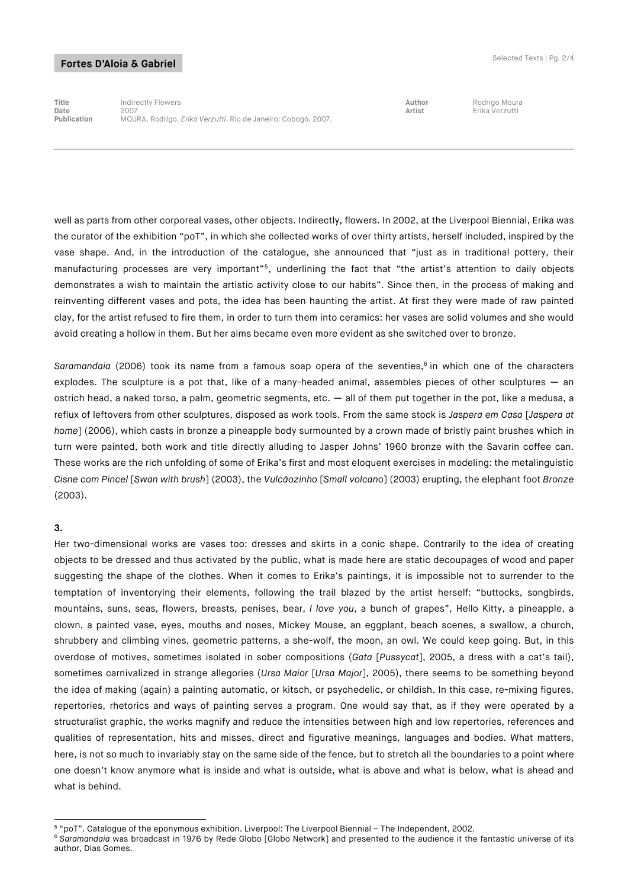| Title | Indirectly Flowers | Author | Rodrigo Moura |
| --- | --- | --- | --- |
| Date | 2007 | Artist | Erika Verzutti |
| Publication | MOURA, Rodrigo. *Erika Verzutti*. Rio de Janeiro: Cobogó, 2007. | | |

---

well as parts from other corporeal vases, other objects. Indirectly, flowers. In 2002, at the Liverpool Biennial, Erika was the curator of the exhibition "poT", in which she collected works of over thirty artists, herself included, inspired by the vase shape. And, in the introduction of the catalogue, she announced that "just as in traditional pottery, their manufacturing processes are very important"[5], underlining the fact that "the artist's attention to daily objects demonstrates a wish to maintain the artistic activity close to our habits". Since then, in the process of making and reinventing different vases and pots, the idea has been haunting the artist. At first they were made of raw painted clay, for the artist refused to fire them, in order to turn them into ceramics: her vases are solid volumes and she would avoid creating a hollow in them. But her aims became even more evident as she switched over to bronze.

*Saramandaia* (2006) took its name from a famous soap opera of the seventies,[6] in which one of the characters explodes. The sculpture is a pot that, like of a many-headed animal, assembles pieces of other sculptures — an ostrich head, a naked torso, a palm, geometric segments, etc. — all of them put together in the pot, like a medusa, a reflux of leftovers from other sculptures, disposed as work tools. From the same stock is *Jaspera em Casa* [*Jaspera at home*] (2006), which casts in bronze a pineapple body surmounted by a crown made of bristly paint brushes which in turn were painted, both work and title directly alluding to Jasper Johns' 1960 bronze with the Savarin coffee can. These works are the rich unfolding of some of Erika's first and most eloquent exercises in modeling: the metalinguistic *Cisne com Pincel* [*Swan with brush*] (2003), the *Vulcãozinho* [*Small volcano*] (2003) erupting, the elephant foot *Bronze* (2003).

**3.**

Her two-dimensional works are vases too: dresses and skirts in a conic shape. Contrarily to the idea of creating objects to be dressed and thus activated by the public, what is made here are static decoupages of wood and paper suggesting the shape of the clothes. When it comes to Erika's paintings, it is impossible not to surrender to the temptation of inventorying their elements, following the trail blazed by the artist herself: "buttocks, songbirds, mountains, suns, seas, flowers, breasts, penises, bear, *I love you*, a bunch of grapes", Hello Kitty, a pineapple, a clown, a painted vase, eyes, mouths and noses, Mickey Mouse, an eggplant, beach scenes, a swallow, a church, shrubbery and climbing vines, geometric patterns, a she-wolf, the moon, an owl. We could keep going. But, in this overdose of motives, sometimes isolated in sober compositions (*Gata* [*Pussycat*], 2005, a dress with a cat's tail), sometimes carnivalized in strange allegories (*Ursa Maior* [*Ursa Major*], 2005), there seems to be something beyond the idea of making (again) a painting automatic, or kitsch, or psychedelic, or childish. In this case, re-mixing figures, repertories, rhetorics and ways of painting serves a program. One would say that, as if they were operated by a structuralist graphic, the works magnify and reduce the intensities between high and low repertories, references and qualities of representation, hits and misses, direct and figurative meanings, languages and bodies. What matters, here, is not so much to invariably stay on the same side of the fence, but to stretch all the boundaries to a point where one doesn't know anymore what is inside and what is outside, what is above and what is below, what is ahead and what is behind.

---

[5] "poT". Catalogue of the eponymous exhibition. Liverpool: The Liverpool Biennial – The Independent, 2002.

[6] *Saramandaia* was broadcast in 1976 by Rede Globo [Globo Network] and presented to the audience it the fantastic universe of its author, Dias Gomes.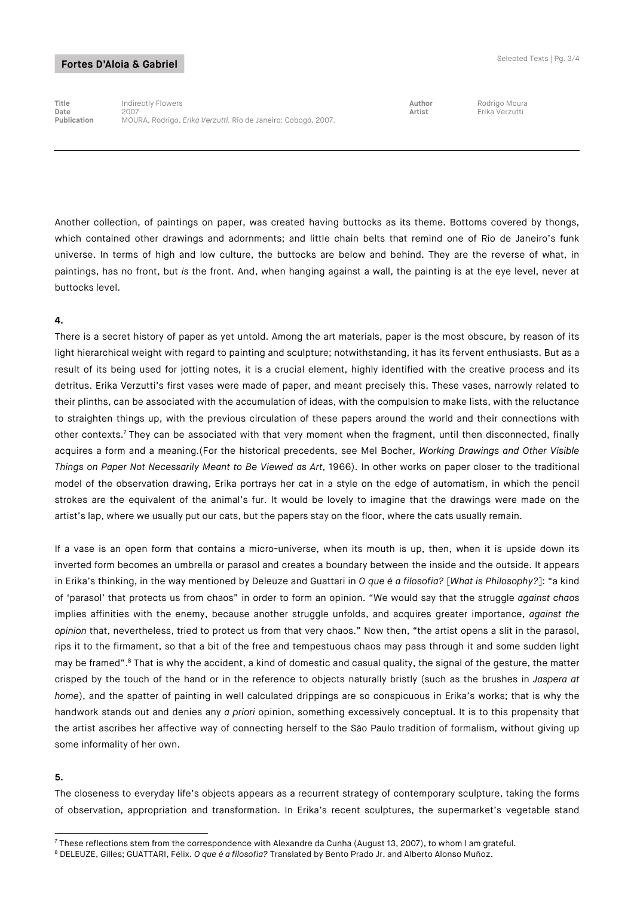Another collection, of paintings on paper, was created having buttocks as its theme. Bottoms covered by thongs, which contained other drawings and adornments; and little chain belts that remind one of Rio de Janeiro's funk universe. In terms of high and low culture, the buttocks are below and behind. They are the reverse of what, in paintings, has no front, but *is* the front. And, when hanging against a wall, the painting is at the eye level, never at buttocks level.

**4.**

There is a secret history of paper as yet untold. Among the art materials, paper is the most obscure, by reason of its light hierarchical weight with regard to painting and sculpture; notwithstanding, it has its fervent enthusiasts. But as a result of its being used for jotting notes, it is a crucial element, highly identified with the creative process and its detritus. Erika Verzutti's first vases were made of paper, and meant precisely this. These vases, narrowly related to their plinths, can be associated with the accumulation of ideas, with the compulsion to make lists, with the reluctance to straighten things up, with the previous circulation of these papers around the world and their connections with other contexts.[7] They can be associated with that very moment when the fragment, until then disconnected, finally acquires a form and a meaning.(For the historical precedents, see Mel Bocher, *Working Drawings and Other Visible Things on Paper Not Necessarily Meant to Be Viewed as Art*, 1966). In other works on paper closer to the traditional model of the observation drawing, Erika portrays her cat in a style on the edge of automatism, in which the pencil strokes are the equivalent of the animal's fur. It would be lovely to imagine that the drawings were made on the artist's lap, where we usually put our cats, but the papers stay on the floor, where the cats usually remain.

If a vase is an open form that contains a micro-universe, when its mouth is up, then, when it is upside down its inverted form becomes an umbrella or parasol and creates a boundary between the inside and the outside. It appears in Erika's thinking, in the way mentioned by Deleuze and Guattari in *O que é a filosofia?* [*What is Philosophy?*]: "a kind of 'parasol' that protects us from chaos" in order to form an opinion. "We would say that the struggle *against chaos* implies affinities with the enemy, because another struggle unfolds, and acquires greater importance, *against the opinion* that, nevertheless, tried to protect us from that very chaos." Now then, "the artist opens a slit in the parasol, rips it to the firmament, so that a bit of the free and tempestuous chaos may pass through it and some sudden light may be framed".[8] That is why the accident, a kind of domestic and casual quality, the signal of the gesture, the matter crisped by the touch of the hand or in the reference to objects naturally bristly (such as the brushes in *Jaspera at home*), and the spatter of painting in well calculated drippings are so conspicuous in Erika's works; that is why the handwork stands out and denies any *a priori* opinion, something excessively conceptual. It is to this propensity that the artist ascribes her affective way of connecting herself to the São Paulo tradition of formalism, without giving up some informality of her own.

**5.**

The closeness to everyday life's objects appears as a recurrent strategy of contemporary sculpture, taking the forms of observation, appropriation and transformation. In Erika's recent sculptures, the supermarket's vegetable stand

---

[7] These reflections stem from the correspondence with Alexandre da Cunha (August 13, 2007), to whom I am grateful.

[8] DELEUZE, Gilles; GUATTARI, Félix. *O que é a filosofia?* Translated by Bento Prado Jr. and Alberto Alonso Muñoz.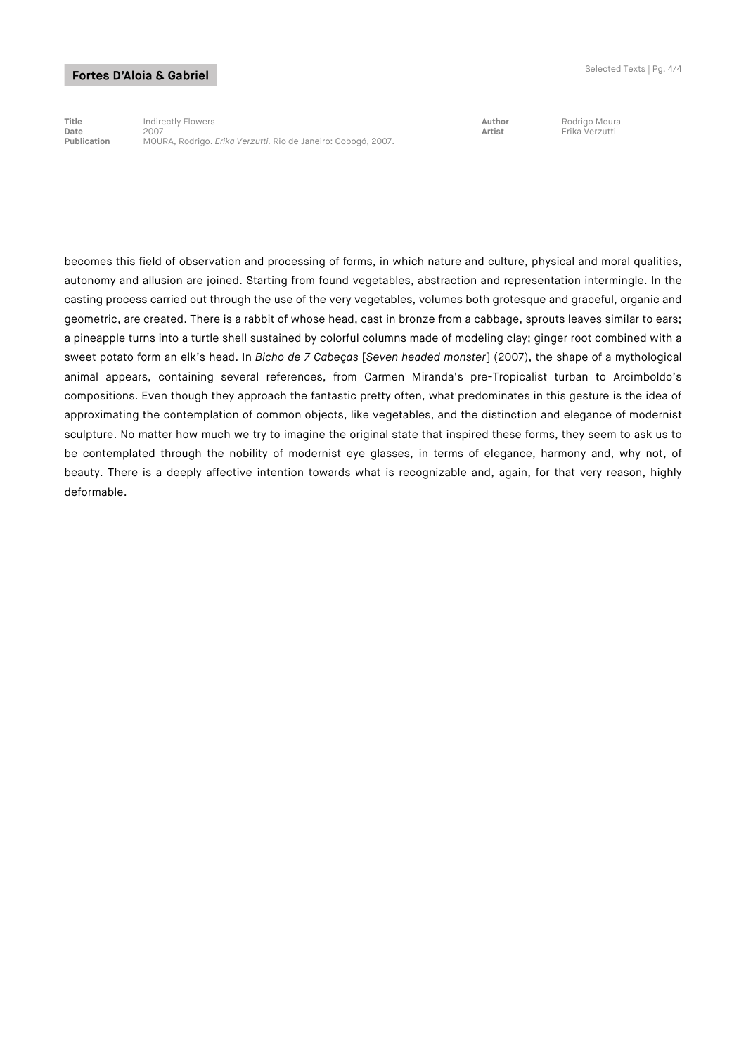| | | | |
|---|---|---|---|
| **Title** | Indirectly Flowers | **Author** | Rodrigo Moura |
| **Date** | 2007 | **Artist** | Erika Verzutti |
| **Publication** | MOURA, Rodrigo. *Erika Verzutti*. Rio de Janeiro: Cobogó, 2007. | | |

---

becomes this field of observation and processing of forms, in which nature and culture, physical and moral qualities, autonomy and allusion are joined. Starting from found vegetables, abstraction and representation intermingle. In the casting process carried out through the use of the very vegetables, volumes both grotesque and graceful, organic and geometric, are created. There is a rabbit of whose head, cast in bronze from a cabbage, sprouts leaves similar to ears; a pineapple turns into a turtle shell sustained by colorful columns made of modeling clay; ginger root combined with a sweet potato form an elk's head. In *Bicho de 7 Cabeças* [*Seven headed monster*] (2007), the shape of a mythological animal appears, containing several references, from Carmen Miranda's pre-Tropicalist turban to Arcimboldo's compositions. Even though they approach the fantastic pretty often, what predominates in this gesture is the idea of approximating the contemplation of common objects, like vegetables, and the distinction and elegance of modernist sculpture. No matter how much we try to imagine the original state that inspired these forms, they seem to ask us to be contemplated through the nobility of modernist eye glasses, in terms of elegance, harmony and, why not, of beauty. There is a deeply affective intention towards what is recognizable and, again, for that very reason, highly deformable.